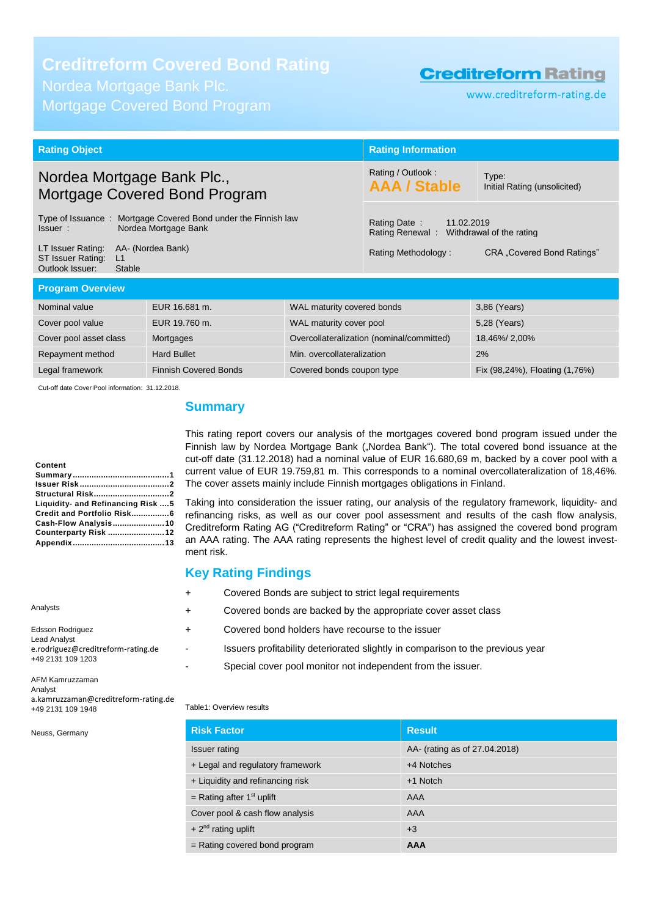# Creditreform Covered Bond Rating

Nordea Mortgage Bank Plc.
Mortgage Covered Bond Program

**Creditreform Rating**
www.creditreform-rating.de

| Rating Object | Rating Information | |
|---|---|---|
| **Nordea Mortgage Bank Plc., Mortgage Covered Bond Program** | Rating / Outlook : **AAA / Stable** | Type: Initial Rating (unsolicited) |
| Type of Issuance : Mortgage Covered Bond under the Finnish law<br>Issuer : Nordea Mortgage Bank | Rating Date : 11.02.2019<br>Rating Renewal : Withdrawal of the rating | |
| LT Issuer Rating: AA- (Nordea Bank)<br>ST Issuer Rating: L1<br>Outlook Issuer: Stable | Rating Methodology : CRA „Covered Bond Ratings" | |

**Program Overview**

| | | | |
|---|---|---|---|
| Nominal value | EUR 16.681 m. | WAL maturity covered bonds | 3,86 (Years) |
| Cover pool value | EUR 19.760 m. | WAL maturity cover pool | 5,28 (Years) |
| Cover pool asset class | Mortgages | Overcollateralization (nominal/committed) | 18,46%/ 2,00% |
| Repayment method | Hard Bullet | Min. overcollateralization | 2% |
| Legal framework | Finnish Covered Bonds | Covered bonds coupon type | Fix (98,24%), Floating (1,76%) |

Cut-off date Cover Pool information: 31.12.2018.

**Content**
- Summary ........................................1
- Issuer Risk ......................................2
- Structural Risk ................................2
- Liquidity- and Refinancing Risk ....5
- Credit and Portfolio Risk ................6
- Cash-Flow Analysis ......................10
- Counterparty Risk ........................12
- Appendix .......................................13

Analysts

Edsson Rodriguez
Lead Analyst
e.rodriguez@creditreform-rating.de
+49 2131 109 1203

AFM Kamruzzaman
Analyst
a.kamruzzaman@creditreform-rating.de
+49 2131 109 1948

Neuss, Germany

## Summary

This rating report covers our analysis of the mortgages covered bond program issued under the Finnish law by Nordea Mortgage Bank („Nordea Bank"). The total covered bond issuance at the cut-off date (31.12.2018) had a nominal value of EUR 16.680,69 m, backed by a cover pool with a current value of EUR 19.759,81 m. This corresponds to a nominal overcollateralization of 18,46%. The cover assets mainly include Finnish mortgages obligations in Finland.

Taking into consideration the issuer rating, our analysis of the regulatory framework, liquidity- and refinancing risks, as well as our cover pool assessment and results of the cash flow analysis, Creditreform Rating AG ("Creditreform Rating" or "CRA") has assigned the covered bond program an AAA rating. The AAA rating represents the highest level of credit quality and the lowest investment risk.

## Key Rating Findings

- \+ Covered Bonds are subject to strict legal requirements
- \+ Covered bonds are backed by the appropriate cover asset class
- \+ Covered bond holders have recourse to the issuer
- \- Issuers profitability deteriorated slightly in comparison to the previous year
- \- Special cover pool monitor not independent from the issuer.

Table1: Overview results

| Risk Factor | Result |
|---|---|
| Issuer rating | AA- (rating as of 27.04.2018) |
| + Legal and regulatory framework | +4 Notches |
| + Liquidity and refinancing risk | +1 Notch |
| = Rating after 1st uplift | AAA |
| Cover pool & cash flow analysis | AAA |
| + 2nd rating uplift | +3 |
| = Rating covered bond program | **AAA** |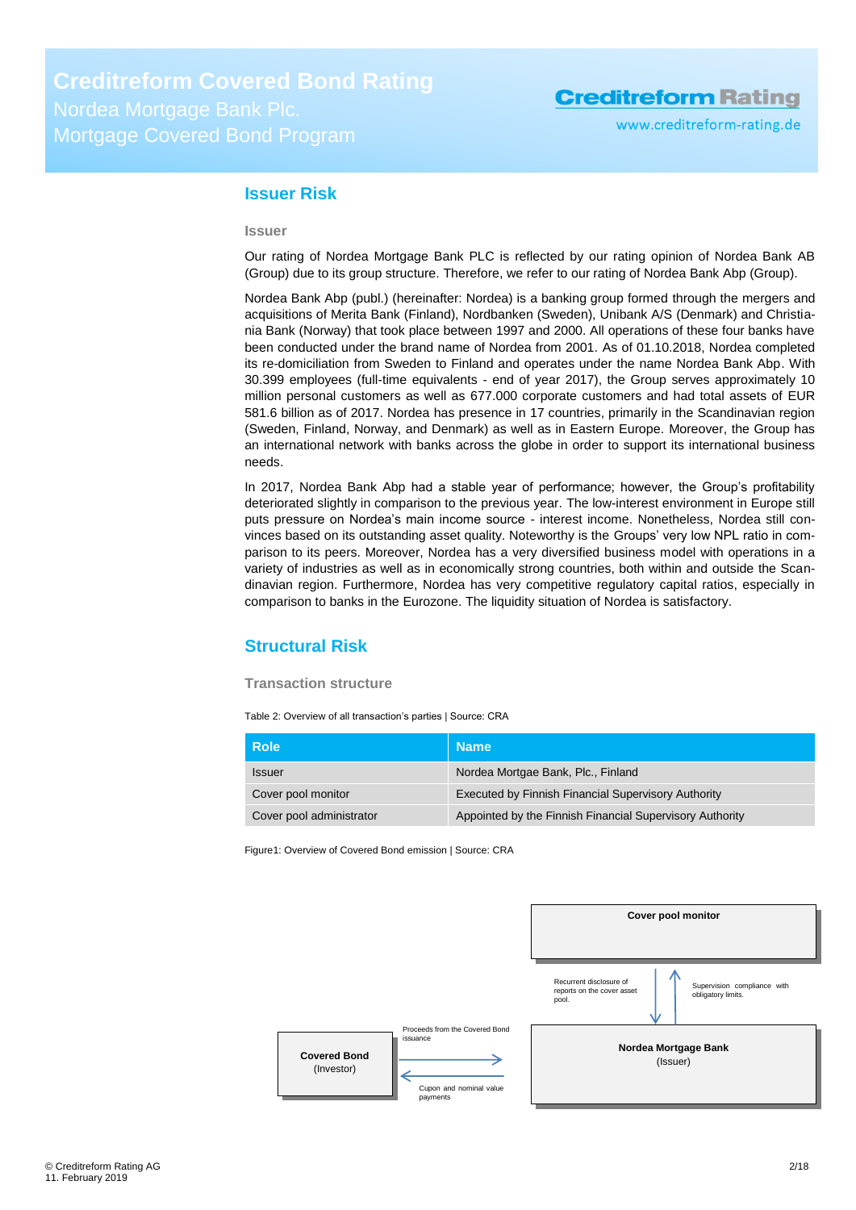## Issuer Risk

### Issuer

Our rating of Nordea Mortgage Bank PLC is reflected by our rating opinion of Nordea Bank AB (Group) due to its group structure. Therefore, we refer to our rating of Nordea Bank Abp (Group).

Nordea Bank Abp (publ.) (hereinafter: Nordea) is a banking group formed through the mergers and acquisitions of Merita Bank (Finland), Nordbanken (Sweden), Unibank A/S (Denmark) and Christiania Bank (Norway) that took place between 1997 and 2000. All operations of these four banks have been conducted under the brand name of Nordea from 2001. As of 01.10.2018, Nordea completed its re-domiciliation from Sweden to Finland and operates under the name Nordea Bank Abp. With 30.399 employees (full-time equivalents - end of year 2017), the Group serves approximately 10 million personal customers as well as 677.000 corporate customers and had total assets of EUR 581.6 billion as of 2017. Nordea has presence in 17 countries, primarily in the Scandinavian region (Sweden, Finland, Norway, and Denmark) as well as in Eastern Europe. Moreover, the Group has an international network with banks across the globe in order to support its international business needs.

In 2017, Nordea Bank Abp had a stable year of performance; however, the Group's profitability deteriorated slightly in comparison to the previous year. The low-interest environment in Europe still puts pressure on Nordea's main income source - interest income. Nonetheless, Nordea still convinces based on its outstanding asset quality. Noteworthy is the Groups' very low NPL ratio in comparison to its peers. Moreover, Nordea has a very diversified business model with operations in a variety of industries as well as in economically strong countries, both within and outside the Scandinavian region. Furthermore, Nordea has very competitive regulatory capital ratios, especially in comparison to banks in the Eurozone. The liquidity situation of Nordea is satisfactory.

## Structural Risk

### Transaction structure

Table 2: Overview of all transaction's parties | Source: CRA

| Role | Name |
|---|---|
| Issuer | Nordea Mortgae Bank, Plc., Finland |
| Cover pool monitor | Executed by Finnish Financial Supervisory Authority |
| Cover pool administrator | Appointed by the Finnish Financial Supervisory Authority |

Figure1: Overview of Covered Bond emission | Source: CRA

Cover pool monitor

Recurrent disclosure of reports on the cover asset pool.

Supervision compliance with obligatory limits.

Nordea Mortgage Bank (Issuer)

Proceeds from the Covered Bond issuance

Cupon and nominal value payments

Covered Bond (Investor)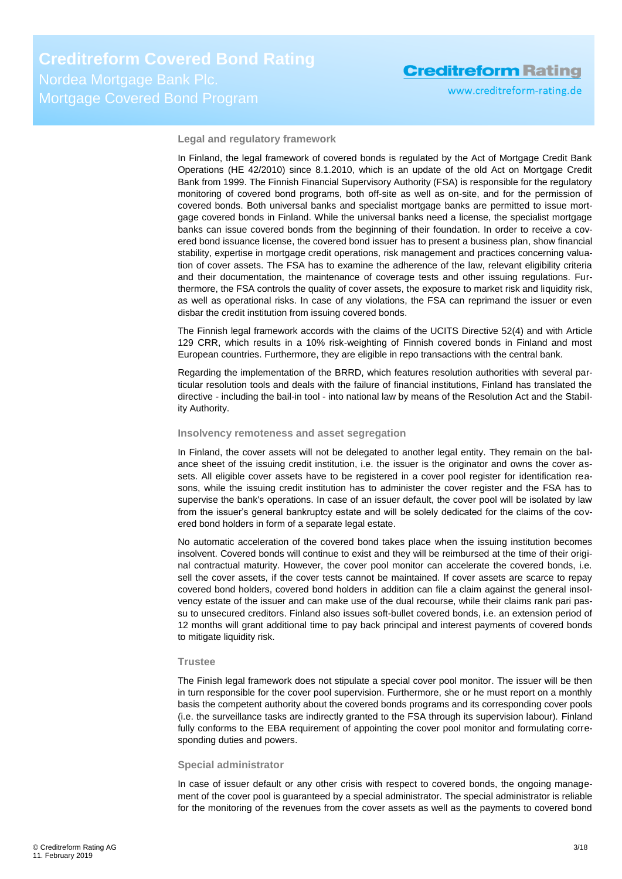### Legal and regulatory framework

In Finland, the legal framework of covered bonds is regulated by the Act of Mortgage Credit Bank Operations (HE 42/2010) since 8.1.2010, which is an update of the old Act on Mortgage Credit Bank from 1999. The Finnish Financial Supervisory Authority (FSA) is responsible for the regulatory monitoring of covered bond programs, both off-site as well as on-site, and for the permission of covered bonds. Both universal banks and specialist mortgage banks are permitted to issue mortgage covered bonds in Finland. While the universal banks need a license, the specialist mortgage banks can issue covered bonds from the beginning of their foundation. In order to receive a covered bond issuance license, the covered bond issuer has to present a business plan, show financial stability, expertise in mortgage credit operations, risk management and practices concerning valuation of cover assets. The FSA has to examine the adherence of the law, relevant eligibility criteria and their documentation, the maintenance of coverage tests and other issuing regulations. Furthermore, the FSA controls the quality of cover assets, the exposure to market risk and liquidity risk, as well as operational risks. In case of any violations, the FSA can reprimand the issuer or even disbar the credit institution from issuing covered bonds.

The Finnish legal framework accords with the claims of the UCITS Directive 52(4) and with Article 129 CRR, which results in a 10% risk-weighting of Finnish covered bonds in Finland and most European countries. Furthermore, they are eligible in repo transactions with the central bank.

Regarding the implementation of the BRRD, which features resolution authorities with several particular resolution tools and deals with the failure of financial institutions, Finland has translated the directive - including the bail-in tool - into national law by means of the Resolution Act and the Stability Authority.

### Insolvency remoteness and asset segregation

In Finland, the cover assets will not be delegated to another legal entity. They remain on the balance sheet of the issuing credit institution, i.e. the issuer is the originator and owns the cover assets. All eligible cover assets have to be registered in a cover pool register for identification reasons, while the issuing credit institution has to administer the cover register and the FSA has to supervise the bank's operations. In case of an issuer default, the cover pool will be isolated by law from the issuer's general bankruptcy estate and will be solely dedicated for the claims of the covered bond holders in form of a separate legal estate.

No automatic acceleration of the covered bond takes place when the issuing institution becomes insolvent. Covered bonds will continue to exist and they will be reimbursed at the time of their original contractual maturity. However, the cover pool monitor can accelerate the covered bonds, i.e. sell the cover assets, if the cover tests cannot be maintained. If cover assets are scarce to repay covered bond holders, covered bond holders in addition can file a claim against the general insolvency estate of the issuer and can make use of the dual recourse, while their claims rank pari passu to unsecured creditors. Finland also issues soft-bullet covered bonds, i.e. an extension period of 12 months will grant additional time to pay back principal and interest payments of covered bonds to mitigate liquidity risk.

### Trustee

The Finish legal framework does not stipulate a special cover pool monitor. The issuer will be then in turn responsible for the cover pool supervision. Furthermore, she or he must report on a monthly basis the competent authority about the covered bonds programs and its corresponding cover pools (i.e. the surveillance tasks are indirectly granted to the FSA through its supervision labour). Finland fully conforms to the EBA requirement of appointing the cover pool monitor and formulating corresponding duties and powers.

### Special administrator

In case of issuer default or any other crisis with respect to covered bonds, the ongoing management of the cover pool is guaranteed by a special administrator. The special administrator is reliable for the monitoring of the revenues from the cover assets as well as the payments to covered bond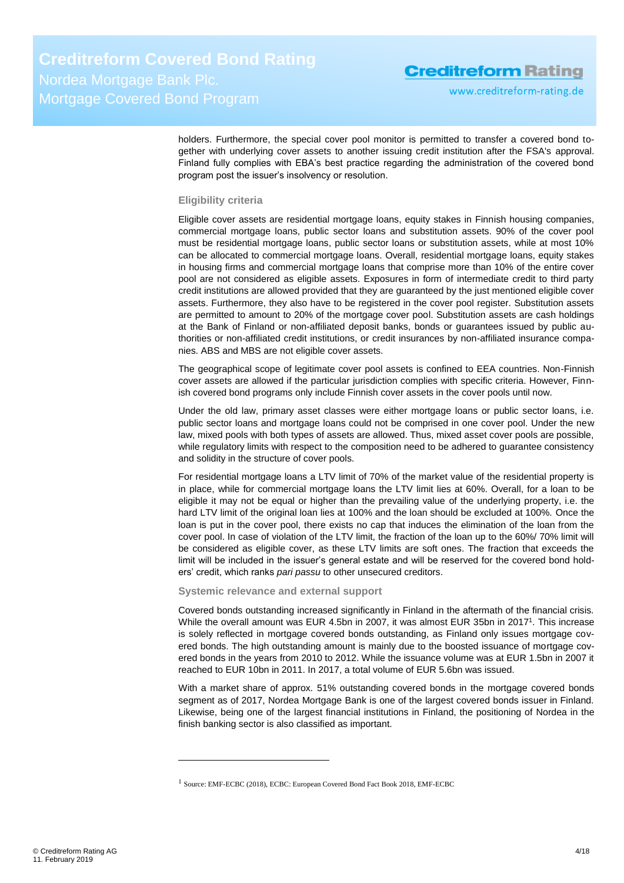holders. Furthermore, the special cover pool monitor is permitted to transfer a covered bond together with underlying cover assets to another issuing credit institution after the FSA's approval. Finland fully complies with EBA's best practice regarding the administration of the covered bond program post the issuer's insolvency or resolution.

### Eligibility criteria

Eligible cover assets are residential mortgage loans, equity stakes in Finnish housing companies, commercial mortgage loans, public sector loans and substitution assets. 90% of the cover pool must be residential mortgage loans, public sector loans or substitution assets, while at most 10% can be allocated to commercial mortgage loans. Overall, residential mortgage loans, equity stakes in housing firms and commercial mortgage loans that comprise more than 10% of the entire cover pool are not considered as eligible assets. Exposures in form of intermediate credit to third party credit institutions are allowed provided that they are guaranteed by the just mentioned eligible cover assets. Furthermore, they also have to be registered in the cover pool register. Substitution assets are permitted to amount to 20% of the mortgage cover pool. Substitution assets are cash holdings at the Bank of Finland or non-affiliated deposit banks, bonds or guarantees issued by public authorities or non-affiliated credit institutions, or credit insurances by non-affiliated insurance companies. ABS and MBS are not eligible cover assets.

The geographical scope of legitimate cover pool assets is confined to EEA countries. Non-Finnish cover assets are allowed if the particular jurisdiction complies with specific criteria. However, Finnish covered bond programs only include Finnish cover assets in the cover pools until now.

Under the old law, primary asset classes were either mortgage loans or public sector loans, i.e. public sector loans and mortgage loans could not be comprised in one cover pool. Under the new law, mixed pools with both types of assets are allowed. Thus, mixed asset cover pools are possible, while regulatory limits with respect to the composition need to be adhered to guarantee consistency and solidity in the structure of cover pools.

For residential mortgage loans a LTV limit of 70% of the market value of the residential property is in place, while for commercial mortgage loans the LTV limit lies at 60%. Overall, for a loan to be eligible it may not be equal or higher than the prevailing value of the underlying property, i.e. the hard LTV limit of the original loan lies at 100% and the loan should be excluded at 100%. Once the loan is put in the cover pool, there exists no cap that induces the elimination of the loan from the cover pool. In case of violation of the LTV limit, the fraction of the loan up to the 60%/ 70% limit will be considered as eligible cover, as these LTV limits are soft ones. The fraction that exceeds the limit will be included in the issuer's general estate and will be reserved for the covered bond holders' credit, which ranks *pari passu* to other unsecured creditors.

### Systemic relevance and external support

Covered bonds outstanding increased significantly in Finland in the aftermath of the financial crisis. While the overall amount was EUR 4.5bn in 2007, it was almost EUR 35bn in 2017[1]. This increase is solely reflected in mortgage covered bonds outstanding, as Finland only issues mortgage covered bonds. The high outstanding amount is mainly due to the boosted issuance of mortgage covered bonds in the years from 2010 to 2012. While the issuance volume was at EUR 1.5bn in 2007 it reached to EUR 10bn in 2011. In 2017, a total volume of EUR 5.6bn was issued.

With a market share of approx. 51% outstanding covered bonds in the mortgage covered bonds segment as of 2017, Nordea Mortgage Bank is one of the largest covered bonds issuer in Finland. Likewise, being one of the largest financial institutions in Finland, the positioning of Nordea in the finish banking sector is also classified as important.

---

[1] Source: EMF-ECBC (2018), ECBC: European Covered Bond Fact Book 2018, EMF-ECBC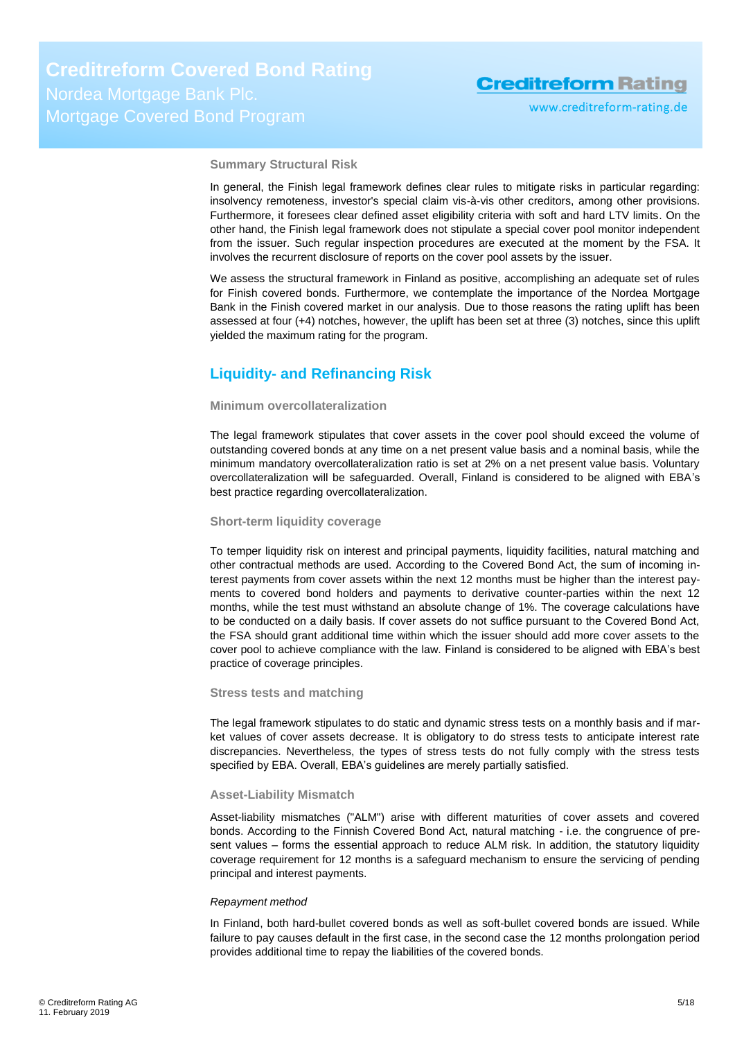### Summary Structural Risk

In general, the Finish legal framework defines clear rules to mitigate risks in particular regarding: insolvency remoteness, investor's special claim vis-à-vis other creditors, among other provisions. Furthermore, it foresees clear defined asset eligibility criteria with soft and hard LTV limits. On the other hand, the Finish legal framework does not stipulate a special cover pool monitor independent from the issuer. Such regular inspection procedures are executed at the moment by the FSA. It involves the recurrent disclosure of reports on the cover pool assets by the issuer.

We assess the structural framework in Finland as positive, accomplishing an adequate set of rules for Finish covered bonds. Furthermore, we contemplate the importance of the Nordea Mortgage Bank in the Finish covered market in our analysis. Due to those reasons the rating uplift has been assessed at four (+4) notches, however, the uplift has been set at three (3) notches, since this uplift yielded the maximum rating for the program.

## Liquidity- and Refinancing Risk

### Minimum overcollateralization

The legal framework stipulates that cover assets in the cover pool should exceed the volume of outstanding covered bonds at any time on a net present value basis and a nominal basis, while the minimum mandatory overcollateralization ratio is set at 2% on a net present value basis. Voluntary overcollateralization will be safeguarded. Overall, Finland is considered to be aligned with EBA's best practice regarding overcollateralization.

### Short-term liquidity coverage

To temper liquidity risk on interest and principal payments, liquidity facilities, natural matching and other contractual methods are used. According to the Covered Bond Act, the sum of incoming interest payments from cover assets within the next 12 months must be higher than the interest payments to covered bond holders and payments to derivative counter-parties within the next 12 months, while the test must withstand an absolute change of 1%. The coverage calculations have to be conducted on a daily basis. If cover assets do not suffice pursuant to the Covered Bond Act, the FSA should grant additional time within which the issuer should add more cover assets to the cover pool to achieve compliance with the law. Finland is considered to be aligned with EBA's best practice of coverage principles.

### Stress tests and matching

The legal framework stipulates to do static and dynamic stress tests on a monthly basis and if market values of cover assets decrease. It is obligatory to do stress tests to anticipate interest rate discrepancies. Nevertheless, the types of stress tests do not fully comply with the stress tests specified by EBA. Overall, EBA's guidelines are merely partially satisfied.

### Asset-Liability Mismatch

Asset-liability mismatches ("ALM") arise with different maturities of cover assets and covered bonds. According to the Finnish Covered Bond Act, natural matching - i.e. the congruence of present values – forms the essential approach to reduce ALM risk. In addition, the statutory liquidity coverage requirement for 12 months is a safeguard mechanism to ensure the servicing of pending principal and interest payments.

*Repayment method*

In Finland, both hard-bullet covered bonds as well as soft-bullet covered bonds are issued. While failure to pay causes default in the first case, in the second case the 12 months prolongation period provides additional time to repay the liabilities of the covered bonds.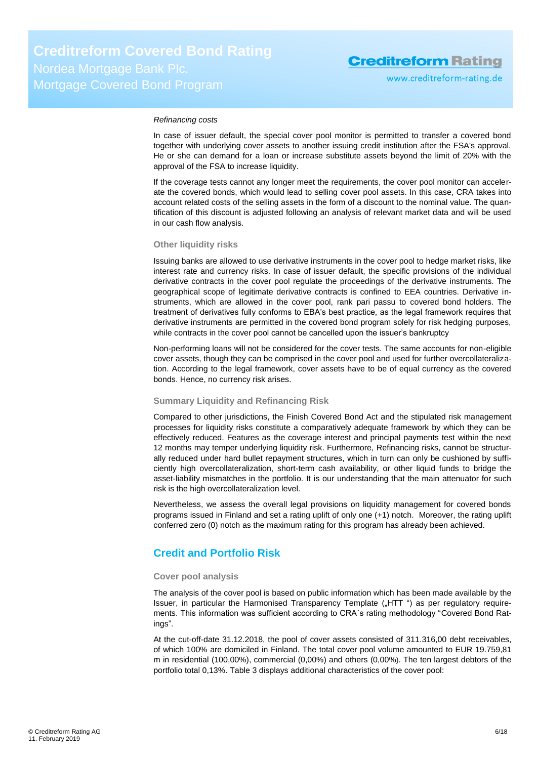*Refinancing costs*

In case of issuer default, the special cover pool monitor is permitted to transfer a covered bond together with underlying cover assets to another issuing credit institution after the FSA's approval. He or she can demand for a loan or increase substitute assets beyond the limit of 20% with the approval of the FSA to increase liquidity.

If the coverage tests cannot any longer meet the requirements, the cover pool monitor can accelerate the covered bonds, which would lead to selling cover pool assets. In this case, CRA takes into account related costs of the selling assets in the form of a discount to the nominal value. The quantification of this discount is adjusted following an analysis of relevant market data and will be used in our cash flow analysis.

### Other liquidity risks

Issuing banks are allowed to use derivative instruments in the cover pool to hedge market risks, like interest rate and currency risks. In case of issuer default, the specific provisions of the individual derivative contracts in the cover pool regulate the proceedings of the derivative instruments. The geographical scope of legitimate derivative contracts is confined to EEA countries. Derivative instruments, which are allowed in the cover pool, rank pari passu to covered bond holders. The treatment of derivatives fully conforms to EBA's best practice, as the legal framework requires that derivative instruments are permitted in the covered bond program solely for risk hedging purposes, while contracts in the cover pool cannot be cancelled upon the issuer's bankruptcy

Non-performing loans will not be considered for the cover tests. The same accounts for non-eligible cover assets, though they can be comprised in the cover pool and used for further overcollateralization. According to the legal framework, cover assets have to be of equal currency as the covered bonds. Hence, no currency risk arises.

### Summary Liquidity and Refinancing Risk

Compared to other jurisdictions, the Finish Covered Bond Act and the stipulated risk management processes for liquidity risks constitute a comparatively adequate framework by which they can be effectively reduced. Features as the coverage interest and principal payments test within the next 12 months may temper underlying liquidity risk. Furthermore, Refinancing risks, cannot be structurally reduced under hard bullet repayment structures, which in turn can only be cushioned by sufficiently high overcollateralization, short-term cash availability, or other liquid funds to bridge the asset-liability mismatches in the portfolio. It is our understanding that the main attenuator for such risk is the high overcollateralization level.

Nevertheless, we assess the overall legal provisions on liquidity management for covered bonds programs issued in Finland and set a rating uplift of only one (+1) notch. Moreover, the rating uplift conferred zero (0) notch as the maximum rating for this program has already been achieved.

## Credit and Portfolio Risk

### Cover pool analysis

The analysis of the cover pool is based on public information which has been made available by the Issuer, in particular the Harmonised Transparency Template („HTT ") as per regulatory requirements. This information was sufficient according to CRA´s rating methodology "Covered Bond Ratings".

At the cut-off-date 31.12.2018, the pool of cover assets consisted of 311.316,00 debt receivables, of which 100% are domiciled in Finland. The total cover pool volume amounted to EUR 19.759,81 m in residential (100,00%), commercial (0,00%) and others (0,00%). The ten largest debtors of the portfolio total 0,13%. Table 3 displays additional characteristics of the cover pool: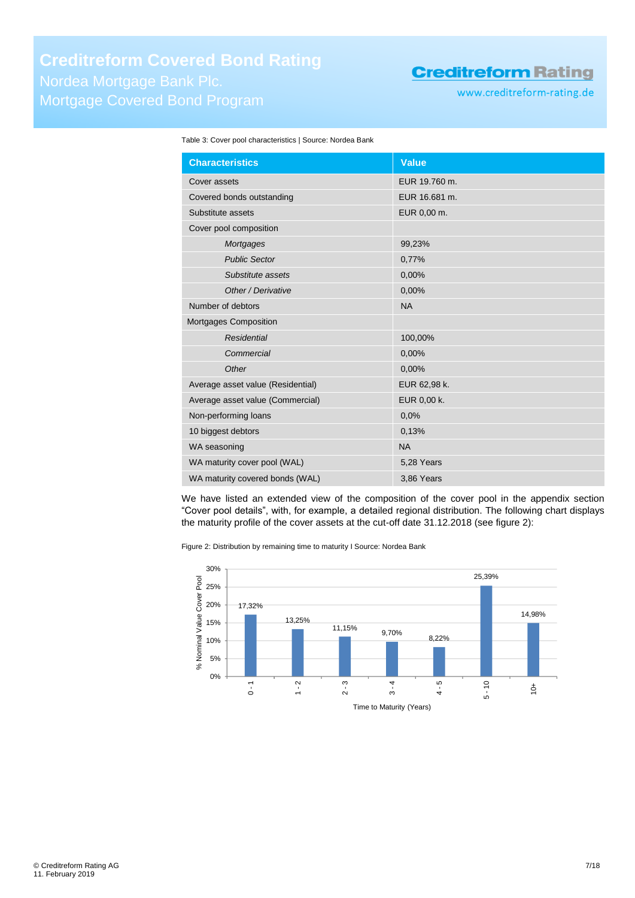Table 3: Cover pool characteristics | Source: Nordea Bank

| Characteristics | Value |
|---|---|
| Cover assets | EUR 19.760 m. |
| Covered bonds outstanding | EUR 16.681 m. |
| Substitute assets | EUR 0,00 m. |
| Cover pool composition | |
| *Mortgages* | 99,23% |
| *Public Sector* | 0,77% |
| *Substitute assets* | 0,00% |
| *Other / Derivative* | 0,00% |
| Number of debtors | NA |
| Mortgages Composition | |
| *Residential* | 100,00% |
| *Commercial* | 0,00% |
| *Other* | 0,00% |
| Average asset value (Residential) | EUR 62,98 k. |
| Average asset value (Commercial) | EUR 0,00 k. |
| Non-performing loans | 0,0% |
| 10 biggest debtors | 0,13% |
| WA seasoning | NA |
| WA maturity cover pool (WAL) | 5,28 Years |
| WA maturity covered bonds (WAL) | 3,86 Years |

We have listed an extended view of the composition of the cover pool in the appendix section "Cover pool details", with, for example, a detailed regional distribution. The following chart displays the maturity profile of the cover assets at the cut-off date 31.12.2018 (see figure 2):

Figure 2: Distribution by remaining time to maturity I Source: Nordea Bank

| Time to Maturity (Years) | % Nominal Value Cover Pool |
|---|---|
| 0 - 1 | 17,32% |
| 1 - 2 | 13,25% |
| 2 - 3 | 11,15% |
| 3 - 4 | 9,70% |
| 4 - 5 | 8,22% |
| 5 - 10 | 25,39% |
| 10+ | 14,98% |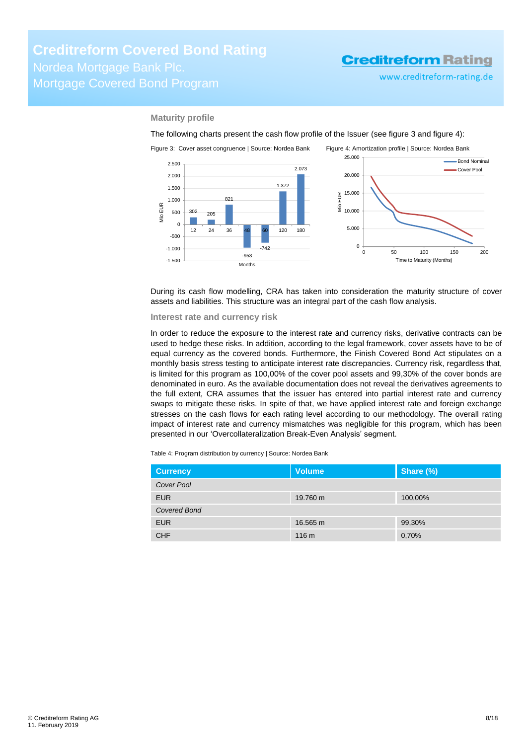## Maturity profile

The following charts present the cash flow profile of the Issuer (see figure 3 and figure 4):

Figure 3: Cover asset congruence | Source: Nordea Bank

Figure 4: Amortization profile | Source: Nordea Bank

During its cash flow modelling, CRA has taken into consideration the maturity structure of cover assets and liabilities. This structure was an integral part of the cash flow analysis.

## Interest rate and currency risk

In order to reduce the exposure to the interest rate and currency risks, derivative contracts can be used to hedge these risks. In addition, according to the legal framework, cover assets have to be of equal currency as the covered bonds. Furthermore, the Finish Covered Bond Act stipulates on a monthly basis stress testing to anticipate interest rate discrepancies. Currency risk, regardless that, is limited for this program as 100,00% of the cover pool assets and 99,30% of the cover bonds are denominated in euro. As the available documentation does not reveal the derivatives agreements to the full extent, CRA assumes that the issuer has entered into partial interest rate and currency swaps to mitigate these risks. In spite of that, we have applied interest rate and foreign exchange stresses on the cash flows for each rating level according to our methodology. The overall rating impact of interest rate and currency mismatches was negligible for this program, which has been presented in our 'Overcollateralization Break-Even Analysis' segment.

Table 4: Program distribution by currency | Source: Nordea Bank

| Currency | Volume | Share (%) |
|---|---|---|
| *Cover Pool* | | |
| EUR | 19.760 m | 100,00% |
| *Covered Bond* | | |
| EUR | 16.565 m | 99,30% |
| CHF | 116 m | 0,70% |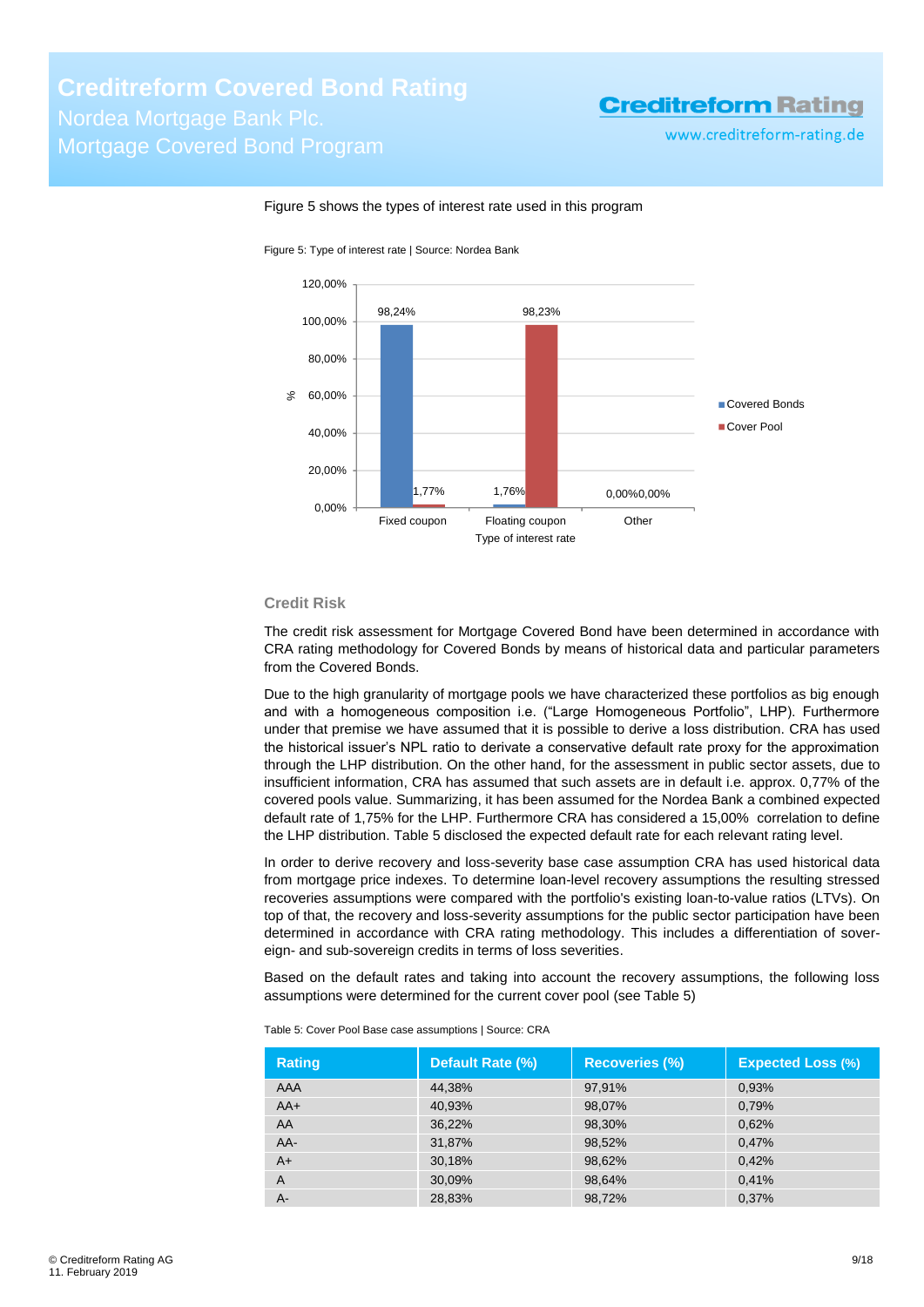Figure 5 shows the types of interest rate used in this program

Figure 5: Type of interest rate | Source: Nordea Bank

| Type of interest rate | Covered Bonds | Cover Pool |
|---|---|---|
| Fixed coupon | 98,24% | 1,77% |
| Floating coupon | 1,76% | 98,23% |
| Other | 0,00% | 0,00% |

### Credit Risk

The credit risk assessment for Mortgage Covered Bond have been determined in accordance with CRA rating methodology for Covered Bonds by means of historical data and particular parameters from the Covered Bonds.

Due to the high granularity of mortgage pools we have characterized these portfolios as big enough and with a homogeneous composition i.e. ("Large Homogeneous Portfolio", LHP). Furthermore under that premise we have assumed that it is possible to derive a loss distribution. CRA has used the historical issuer's NPL ratio to derivate a conservative default rate proxy for the approximation through the LHP distribution. On the other hand, for the assessment in public sector assets, due to insufficient information, CRA has assumed that such assets are in default i.e. approx. 0,77% of the covered pools value. Summarizing, it has been assumed for the Nordea Bank a combined expected default rate of 1,75% for the LHP. Furthermore CRA has considered a 15,00% correlation to define the LHP distribution. Table 5 disclosed the expected default rate for each relevant rating level.

In order to derive recovery and loss-severity base case assumption CRA has used historical data from mortgage price indexes. To determine loan-level recovery assumptions the resulting stressed recoveries assumptions were compared with the portfolio's existing loan-to-value ratios (LTVs). On top of that, the recovery and loss-severity assumptions for the public sector participation have been determined in accordance with CRA rating methodology. This includes a differentiation of sovereign- and sub-sovereign credits in terms of loss severities.

Based on the default rates and taking into account the recovery assumptions, the following loss assumptions were determined for the current cover pool (see Table 5)

Table 5: Cover Pool Base case assumptions | Source: CRA

| Rating | Default Rate (%) | Recoveries (%) | Expected Loss (%) |
|---|---|---|---|
| AAA | 44,38% | 97,91% | 0,93% |
| AA+ | 40,93% | 98,07% | 0,79% |
| AA | 36,22% | 98,30% | 0,62% |
| AA- | 31,87% | 98,52% | 0,47% |
| A+ | 30,18% | 98,62% | 0,42% |
| A | 30,09% | 98,64% | 0,41% |
| A- | 28,83% | 98,72% | 0,37% |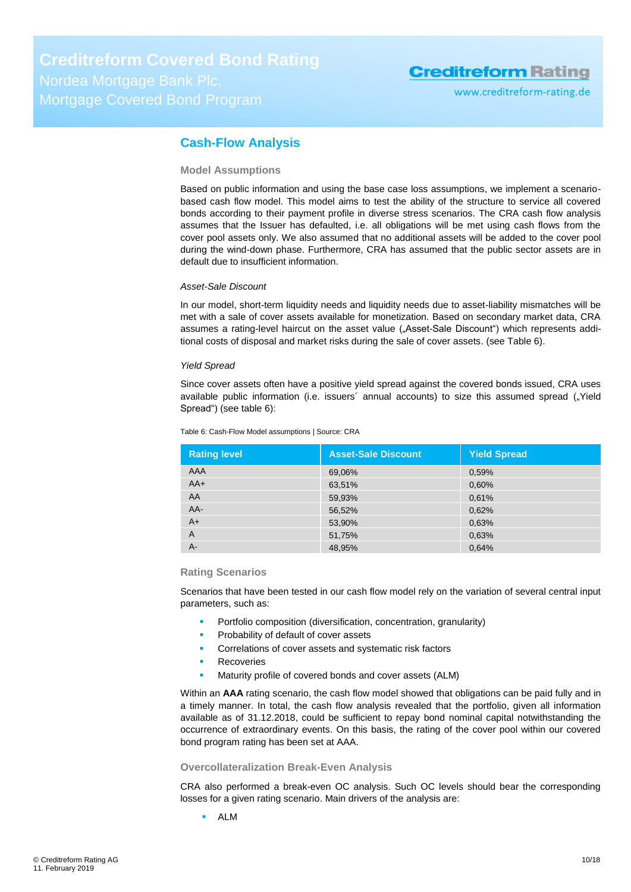## Cash-Flow Analysis

### Model Assumptions

Based on public information and using the base case loss assumptions, we implement a scenario-based cash flow model. This model aims to test the ability of the structure to service all covered bonds according to their payment profile in diverse stress scenarios. The CRA cash flow analysis assumes that the Issuer has defaulted, i.e. all obligations will be met using cash flows from the cover pool assets only. We also assumed that no additional assets will be added to the cover pool during the wind-down phase. Furthermore, CRA has assumed that the public sector assets are in default due to insufficient information.

*Asset-Sale Discount*

In our model, short-term liquidity needs and liquidity needs due to asset-liability mismatches will be met with a sale of cover assets available for monetization. Based on secondary market data, CRA assumes a rating-level haircut on the asset value („Asset-Sale Discount") which represents additional costs of disposal and market risks during the sale of cover assets. (see Table 6).

*Yield Spread*

Since cover assets often have a positive yield spread against the covered bonds issued, CRA uses available public information (i.e. issuers´ annual accounts) to size this assumed spread („Yield Spread") (see table 6):

Table 6: Cash-Flow Model assumptions | Source: CRA

| Rating level | Asset-Sale Discount | Yield Spread |
|---|---|---|
| AAA | 69,06% | 0,59% |
| AA+ | 63,51% | 0,60% |
| AA | 59,93% | 0,61% |
| AA- | 56,52% | 0,62% |
| A+ | 53,90% | 0,63% |
| A | 51,75% | 0,63% |
| A- | 48,95% | 0,64% |

### Rating Scenarios

Scenarios that have been tested in our cash flow model rely on the variation of several central input parameters, such as:

- Portfolio composition (diversification, concentration, granularity)
- Probability of default of cover assets
- Correlations of cover assets and systematic risk factors
- Recoveries
- Maturity profile of covered bonds and cover assets (ALM)

Within an **AAA** rating scenario, the cash flow model showed that obligations can be paid fully and in a timely manner. In total, the cash flow analysis revealed that the portfolio, given all information available as of 31.12.2018, could be sufficient to repay bond nominal capital notwithstanding the occurrence of extraordinary events. On this basis, the rating of the cover pool within our covered bond program rating has been set at AAA.

### Overcollateralization Break-Even Analysis

CRA also performed a break-even OC analysis. Such OC levels should bear the corresponding losses for a given rating scenario. Main drivers of the analysis are:

- ALM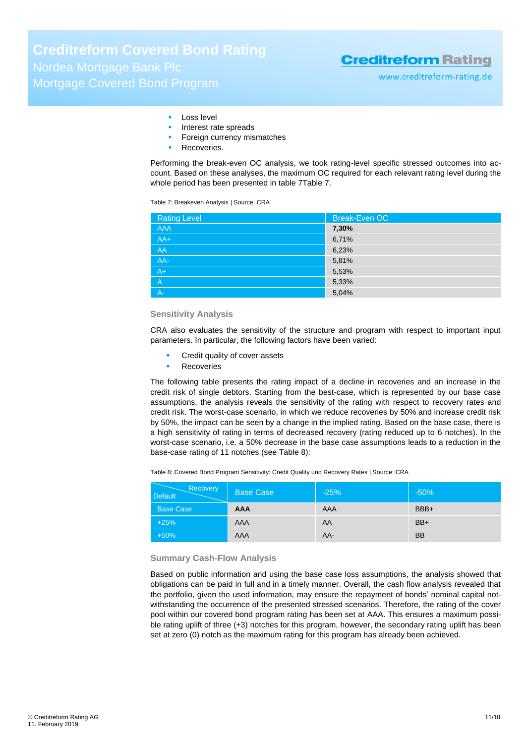- Loss level
- Interest rate spreads
- Foreign currency mismatches
- Recoveries.

Performing the break-even OC analysis, we took rating-level specific stressed outcomes into account. Based on these analyses, the maximum OC required for each relevant rating level during the whole period has been presented in table 7Table 7.

Table 7: Breakeven Analysis | Source: CRA

| Rating Level | Break-Even OC |
|---|---|
| AAA | **7,30%** |
| AA+ | 6,71% |
| AA | 6,23% |
| AA- | 5,81% |
| A+ | 5,53% |
| A | 5,33% |
| A- | 5,04% |

### Sensitivity Analysis

CRA also evaluates the sensitivity of the structure and program with respect to important input parameters. In particular, the following factors have been varied:

- Credit quality of cover assets
- Recoveries

The following table presents the rating impact of a decline in recoveries and an increase in the credit risk of single debtors. Starting from the best-case, which is represented by our base case assumptions, the analysis reveals the sensitivity of the rating with respect to recovery rates and credit risk. The worst-case scenario, in which we reduce recoveries by 50% and increase credit risk by 50%, the impact can be seen by a change in the implied rating. Based on the base case, there is a high sensitivity of rating in terms of decreased recovery (rating reduced up to 6 notches). In the worst-case scenario, i.e. a 50% decrease in the base case assumptions leads to a reduction in the base-case rating of 11 notches (see Table 8):

Table 8: Covered Bond Program Sensitivity: Credit Quality und Recovery Rates | Source: CRA

| Default \ Recovery | Base Case | -25% | -50% |
|---|---|---|---|
| Base Case | **AAA** | AAA | BBB+ |
| +25% | AAA | AA | BB+ |
| +50% | AAA | AA- | BB |

### Summary Cash-Flow Analysis

Based on public information and using the base case loss assumptions, the analysis showed that obligations can be paid in full and in a timely manner. Overall, the cash flow analysis revealed that the portfolio, given the used information, may ensure the repayment of bonds' nominal capital notwithstanding the occurrence of the presented stressed scenarios. Therefore, the rating of the cover pool within our covered bond program rating has been set at AAA. This ensures a maximum possible rating uplift of three (+3) notches for this program, however, the secondary rating uplift has been set at zero (0) notch as the maximum rating for this program has already been achieved.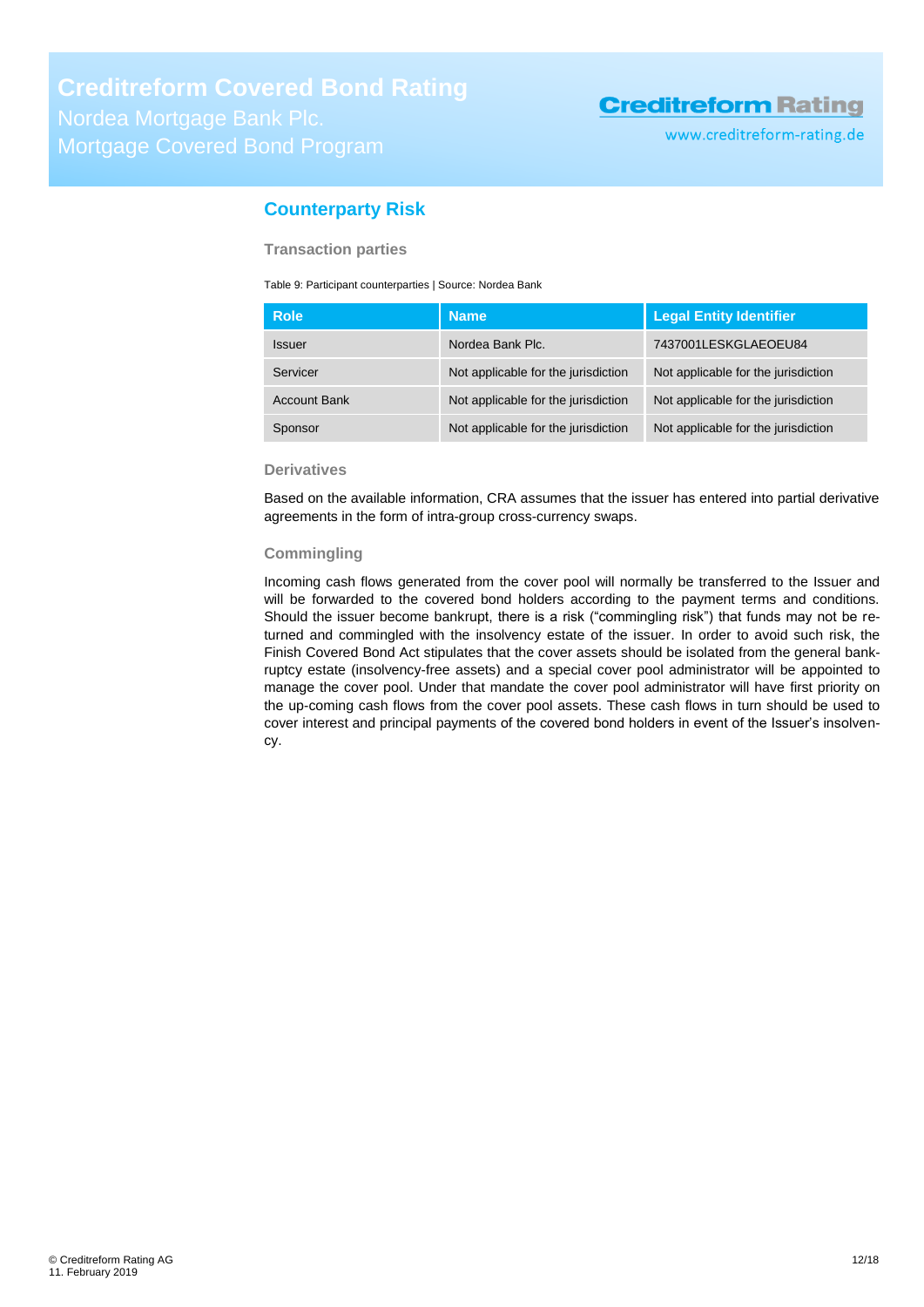## Counterparty Risk

### Transaction parties

Table 9: Participant counterparties | Source: Nordea Bank

| Role | Name | Legal Entity Identifier |
|---|---|---|
| Issuer | Nordea Bank Plc. | 7437001LESKGLAEOEU84 |
| Servicer | Not applicable for the jurisdiction | Not applicable for the jurisdiction |
| Account Bank | Not applicable for the jurisdiction | Not applicable for the jurisdiction |
| Sponsor | Not applicable for the jurisdiction | Not applicable for the jurisdiction |

### Derivatives

Based on the available information, CRA assumes that the issuer has entered into partial derivative agreements in the form of intra-group cross-currency swaps.

### Commingling

Incoming cash flows generated from the cover pool will normally be transferred to the Issuer and will be forwarded to the covered bond holders according to the payment terms and conditions. Should the issuer become bankrupt, there is a risk ("commingling risk") that funds may not be returned and commingled with the insolvency estate of the issuer. In order to avoid such risk, the Finish Covered Bond Act stipulates that the cover assets should be isolated from the general bankruptcy estate (insolvency-free assets) and a special cover pool administrator will be appointed to manage the cover pool. Under that mandate the cover pool administrator will have first priority on the up-coming cash flows from the cover pool assets. These cash flows in turn should be used to cover interest and principal payments of the covered bond holders in event of the Issuer's insolvency.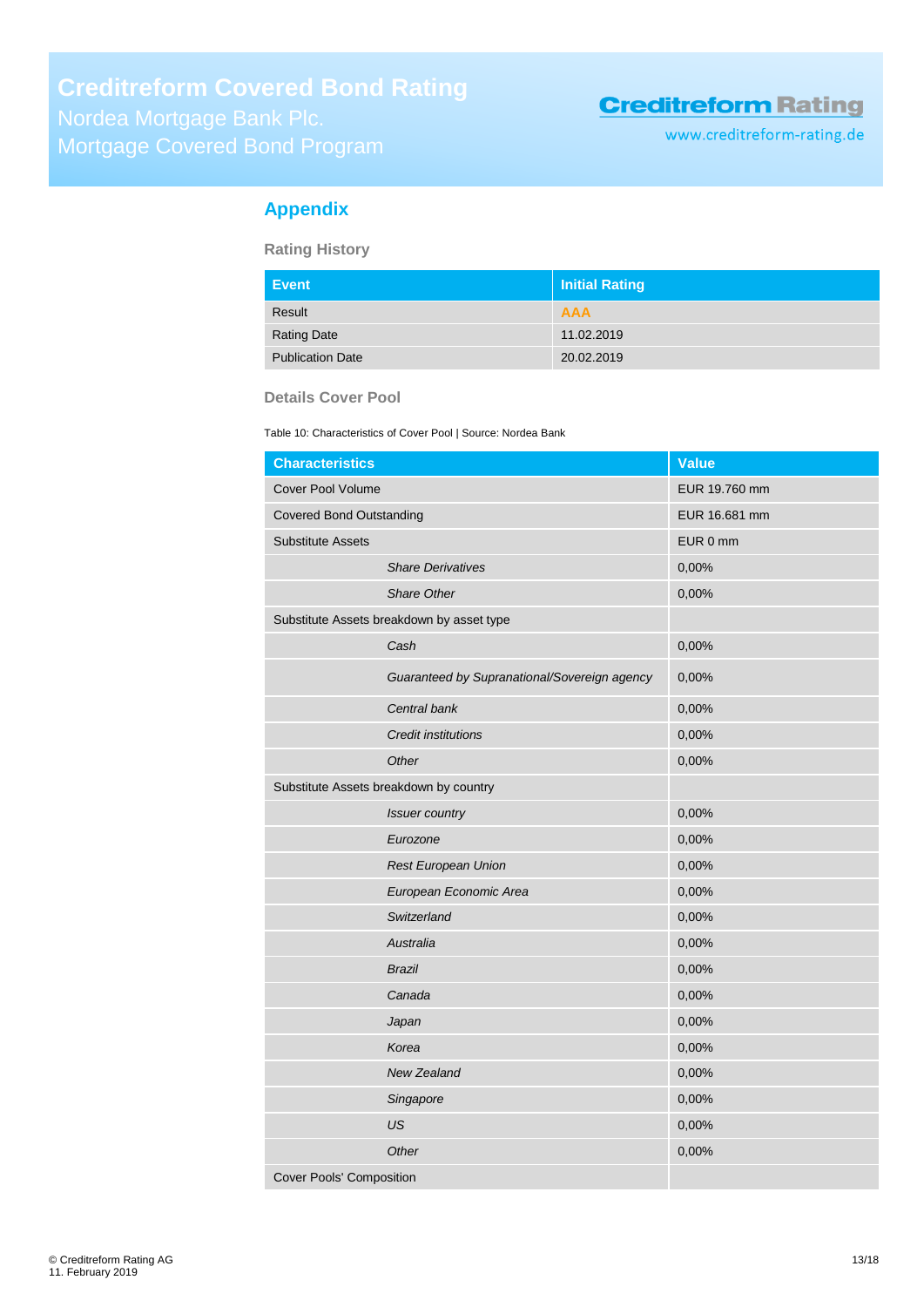## Appendix

### Rating History

| Event | Initial Rating |
| --- | --- |
| Result | AAA |
| Rating Date | 11.02.2019 |
| Publication Date | 20.02.2019 |

### Details Cover Pool

Table 10: Characteristics of Cover Pool | Source: Nordea Bank

| Characteristics | Value |
| --- | --- |
| Cover Pool Volume | EUR 19.760 mm |
| Covered Bond Outstanding | EUR 16.681 mm |
| Substitute Assets | EUR 0 mm |
| *Share Derivatives* | 0,00% |
| *Share Other* | 0,00% |
| Substitute Assets breakdown by asset type | |
| *Cash* | 0,00% |
| *Guaranteed by Supranational/Sovereign agency* | 0,00% |
| *Central bank* | 0,00% |
| *Credit institutions* | 0,00% |
| *Other* | 0,00% |
| Substitute Assets breakdown by country | |
| *Issuer country* | 0,00% |
| *Eurozone* | 0,00% |
| *Rest European Union* | 0,00% |
| *European Economic Area* | 0,00% |
| *Switzerland* | 0,00% |
| *Australia* | 0,00% |
| *Brazil* | 0,00% |
| *Canada* | 0,00% |
| *Japan* | 0,00% |
| *Korea* | 0,00% |
| *New Zealand* | 0,00% |
| *Singapore* | 0,00% |
| *US* | 0,00% |
| *Other* | 0,00% |
| Cover Pools' Composition | |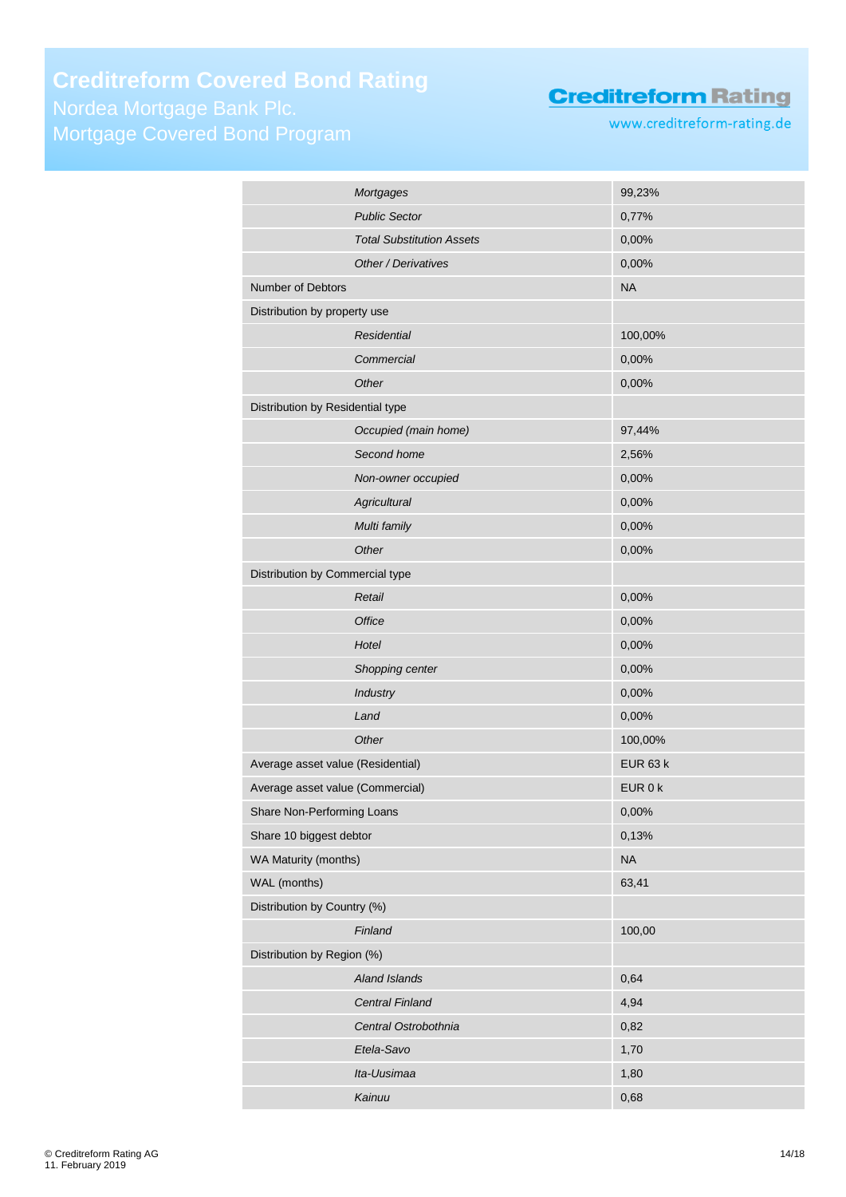| | |
|---|---|
| *Mortgages* | 99,23% |
| *Public Sector* | 0,77% |
| *Total Substitution Assets* | 0,00% |
| *Other / Derivatives* | 0,00% |
| Number of Debtors | NA |
| Distribution by property use | |
| *Residential* | 100,00% |
| *Commercial* | 0,00% |
| *Other* | 0,00% |
| Distribution by Residential type | |
| *Occupied (main home)* | 97,44% |
| *Second home* | 2,56% |
| *Non-owner occupied* | 0,00% |
| *Agricultural* | 0,00% |
| *Multi family* | 0,00% |
| *Other* | 0,00% |
| Distribution by Commercial type | |
| *Retail* | 0,00% |
| *Office* | 0,00% |
| *Hotel* | 0,00% |
| *Shopping center* | 0,00% |
| *Industry* | 0,00% |
| *Land* | 0,00% |
| *Other* | 100,00% |
| Average asset value (Residential) | EUR 63 k |
| Average asset value (Commercial) | EUR 0 k |
| Share Non-Performing Loans | 0,00% |
| Share 10 biggest debtor | 0,13% |
| WA Maturity (months) | NA |
| WAL (months) | 63,41 |
| Distribution by Country (%) | |
| *Finland* | 100,00 |
| Distribution by Region (%) | |
| *Aland Islands* | 0,64 |
| *Central Finland* | 4,94 |
| *Central Ostrobothnia* | 0,82 |
| *Etela-Savo* | 1,70 |
| *Ita-Uusimaa* | 1,80 |
| *Kainuu* | 0,68 |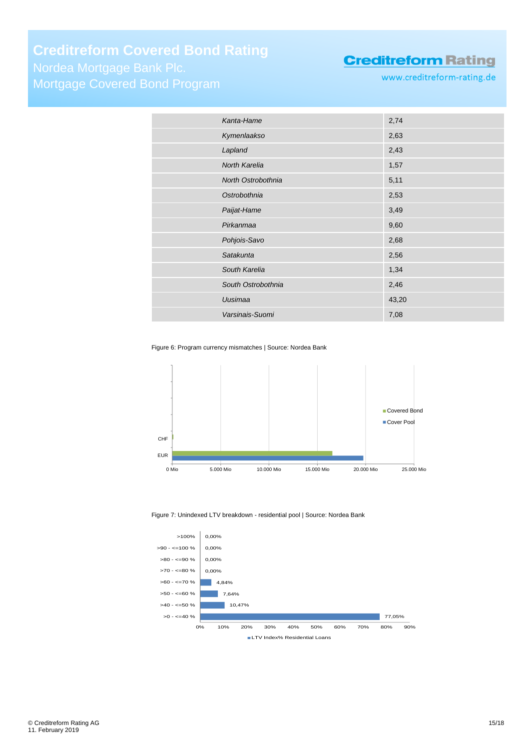| | |
|---|---|
| *Kanta-Hame* | 2,74 |
| *Kymenlaakso* | 2,63 |
| *Lapland* | 2,43 |
| *North Karelia* | 1,57 |
| *North Ostrobothnia* | 5,11 |
| *Ostrobothnia* | 2,53 |
| *Paijat-Hame* | 3,49 |
| *Pirkanmaa* | 9,60 |
| *Pohjois-Savo* | 2,68 |
| *Satakunta* | 2,56 |
| *South Karelia* | 1,34 |
| *South Ostrobothnia* | 2,46 |
| *Uusimaa* | 43,20 |
| *Varsinais-Suomi* | 7,08 |

Figure 6: Program currency mismatches | Source: Nordea Bank

Figure 7: Unindexed LTV breakdown - residential pool | Source: Nordea Bank

| LTV Index% Residential Loans | |
|---|---|
| >100% | 0,00% |
| >90 - <=100 % | 0,00% |
| >80 - <=90 % | 0,00% |
| >70 - <=80 % | 0,00% |
| >60 - <=70 % | 4,84% |
| >50 - <=60 % | 7,64% |
| >40 - <=50 % | 10,47% |
| >0 - <=40 % | 77,05% |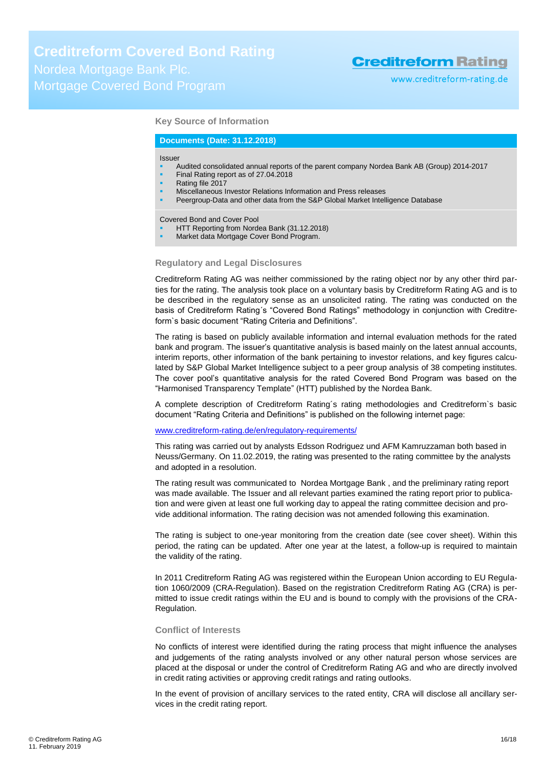## Key Source of Information

**Documents (Date: 31.12.2018)**

Issuer

- Audited consolidated annual reports of the parent company Nordea Bank AB (Group) 2014-2017
- Final Rating report as of 27.04.2018
- Rating file 2017
- Miscellaneous Investor Relations Information and Press releases
- Peergroup-Data and other data from the S&P Global Market Intelligence Database

Covered Bond and Cover Pool

- HTT Reporting from Nordea Bank (31.12.2018)
- Market data Mortgage Cover Bond Program.

## Regulatory and Legal Disclosures

Creditreform Rating AG was neither commissioned by the rating object nor by any other third parties for the rating. The analysis took place on a voluntary basis by Creditreform Rating AG and is to be described in the regulatory sense as an unsolicited rating. The rating was conducted on the basis of Creditreform Rating´s "Covered Bond Ratings" methodology in conjunction with Creditreform`s basic document "Rating Criteria and Definitions".

The rating is based on publicly available information and internal evaluation methods for the rated bank and program. The issuer's quantitative analysis is based mainly on the latest annual accounts, interim reports, other information of the bank pertaining to investor relations, and key figures calculated by S&P Global Market Intelligence subject to a peer group analysis of 38 competing institutes. The cover pool's quantitative analysis for the rated Covered Bond Program was based on the "Harmonised Transparency Template" (HTT) published by the Nordea Bank.

A complete description of Creditreform Rating´s rating methodologies and Creditreform`s basic document "Rating Criteria and Definitions" is published on the following internet page:

[www.creditreform-rating.de/en/regulatory-requirements/](www.creditreform-rating.de/en/regulatory-requirements/)

This rating was carried out by analysts Edsson Rodriguez und AFM Kamruzzaman both based in Neuss/Germany. On 11.02.2019, the rating was presented to the rating committee by the analysts and adopted in a resolution.

The rating result was communicated to Nordea Mortgage Bank , and the preliminary rating report was made available. The Issuer and all relevant parties examined the rating report prior to publication and were given at least one full working day to appeal the rating committee decision and provide additional information. The rating decision was not amended following this examination.

The rating is subject to one-year monitoring from the creation date (see cover sheet). Within this period, the rating can be updated. After one year at the latest, a follow-up is required to maintain the validity of the rating.

In 2011 Creditreform Rating AG was registered within the European Union according to EU Regulation 1060/2009 (CRA-Regulation). Based on the registration Creditreform Rating AG (CRA) is permitted to issue credit ratings within the EU and is bound to comply with the provisions of the CRA-Regulation.

## Conflict of Interests

No conflicts of interest were identified during the rating process that might influence the analyses and judgements of the rating analysts involved or any other natural person whose services are placed at the disposal or under the control of Creditreform Rating AG and who are directly involved in credit rating activities or approving credit ratings and rating outlooks.

In the event of provision of ancillary services to the rated entity, CRA will disclose all ancillary services in the credit rating report.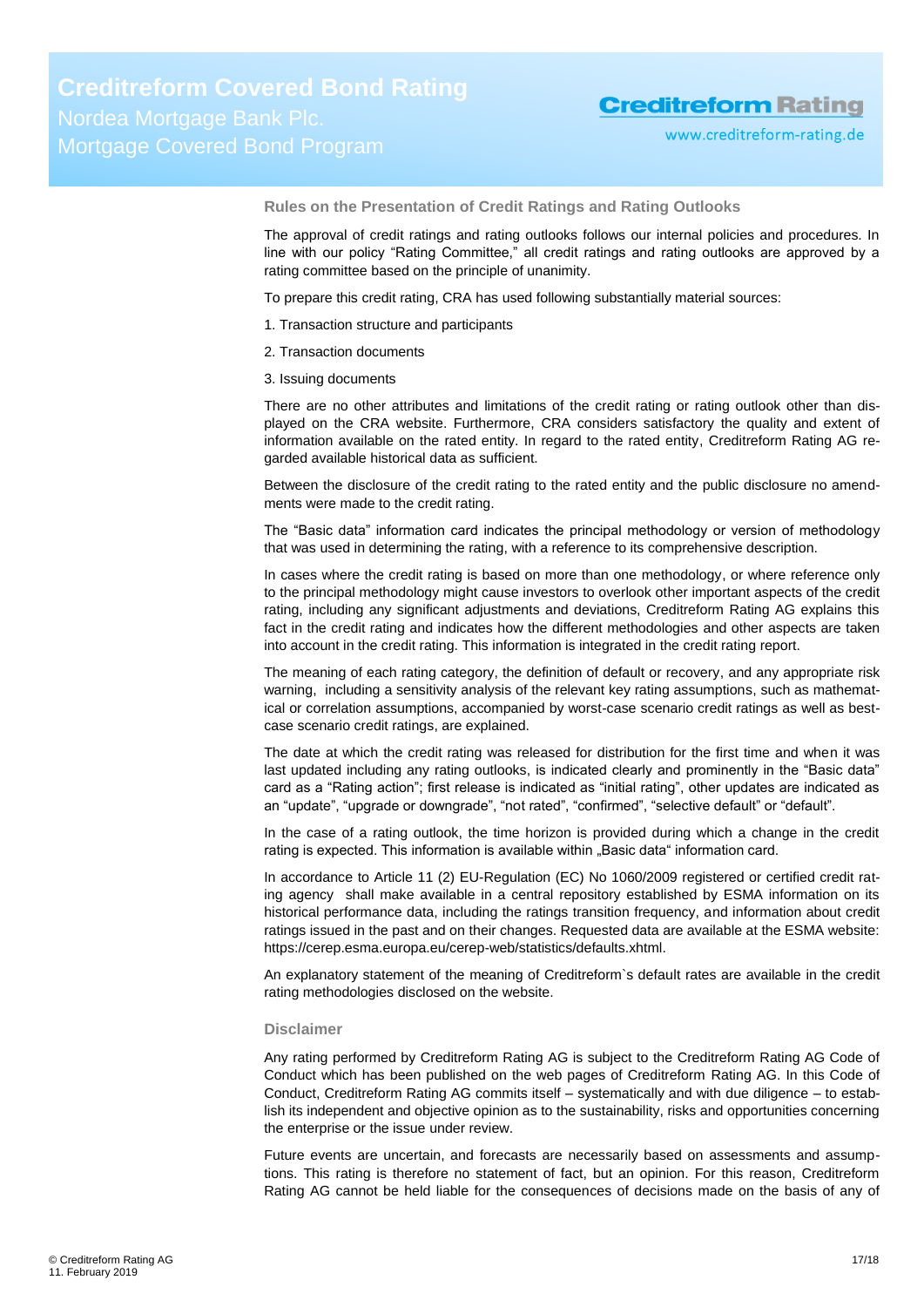### Rules on the Presentation of Credit Ratings and Rating Outlooks

The approval of credit ratings and rating outlooks follows our internal policies and procedures. In line with our policy "Rating Committee," all credit ratings and rating outlooks are approved by a rating committee based on the principle of unanimity.

To prepare this credit rating, CRA has used following substantially material sources:

1. Transaction structure and participants
2. Transaction documents
3. Issuing documents

There are no other attributes and limitations of the credit rating or rating outlook other than displayed on the CRA website. Furthermore, CRA considers satisfactory the quality and extent of information available on the rated entity. In regard to the rated entity, Creditreform Rating AG regarded available historical data as sufficient.

Between the disclosure of the credit rating to the rated entity and the public disclosure no amendments were made to the credit rating.

The "Basic data" information card indicates the principal methodology or version of methodology that was used in determining the rating, with a reference to its comprehensive description.

In cases where the credit rating is based on more than one methodology, or where reference only to the principal methodology might cause investors to overlook other important aspects of the credit rating, including any significant adjustments and deviations, Creditreform Rating AG explains this fact in the credit rating and indicates how the different methodologies and other aspects are taken into account in the credit rating. This information is integrated in the credit rating report.

The meaning of each rating category, the definition of default or recovery, and any appropriate risk warning, including a sensitivity analysis of the relevant key rating assumptions, such as mathematical or correlation assumptions, accompanied by worst-case scenario credit ratings as well as best-case scenario credit ratings, are explained.

The date at which the credit rating was released for distribution for the first time and when it was last updated including any rating outlooks, is indicated clearly and prominently in the "Basic data" card as a "Rating action"; first release is indicated as "initial rating", other updates are indicated as an "update", "upgrade or downgrade", "not rated", "confirmed", "selective default" or "default".

In the case of a rating outlook, the time horizon is provided during which a change in the credit rating is expected. This information is available within „Basic data" information card.

In accordance to Article 11 (2) EU-Regulation (EC) No 1060/2009 registered or certified credit rating agency shall make available in a central repository established by ESMA information on its historical performance data, including the ratings transition frequency, and information about credit ratings issued in the past and on their changes. Requested data are available at the ESMA website: https://cerep.esma.europa.eu/cerep-web/statistics/defaults.xhtml.

An explanatory statement of the meaning of Creditreform`s default rates are available in the credit rating methodologies disclosed on the website.

### Disclaimer

Any rating performed by Creditreform Rating AG is subject to the Creditreform Rating AG Code of Conduct which has been published on the web pages of Creditreform Rating AG. In this Code of Conduct, Creditreform Rating AG commits itself – systematically and with due diligence – to establish its independent and objective opinion as to the sustainability, risks and opportunities concerning the enterprise or the issue under review.

Future events are uncertain, and forecasts are necessarily based on assessments and assumptions. This rating is therefore no statement of fact, but an opinion. For this reason, Creditreform Rating AG cannot be held liable for the consequences of decisions made on the basis of any of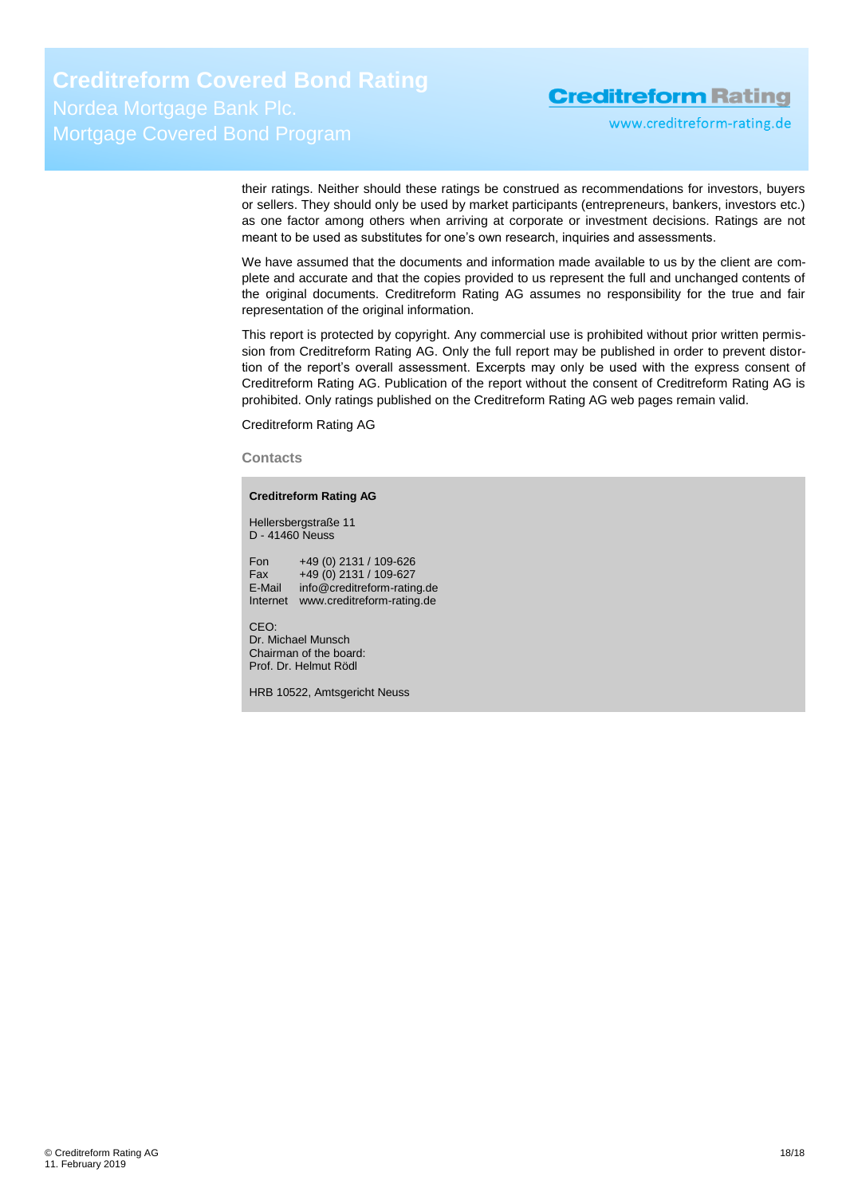their ratings. Neither should these ratings be construed as recommendations for investors, buyers or sellers. They should only be used by market participants (entrepreneurs, bankers, investors etc.) as one factor among others when arriving at corporate or investment decisions. Ratings are not meant to be used as substitutes for one's own research, inquiries and assessments.

We have assumed that the documents and information made available to us by the client are complete and accurate and that the copies provided to us represent the full and unchanged contents of the original documents. Creditreform Rating AG assumes no responsibility for the true and fair representation of the original information.

This report is protected by copyright. Any commercial use is prohibited without prior written permission from Creditreform Rating AG. Only the full report may be published in order to prevent distortion of the report's overall assessment. Excerpts may only be used with the express consent of Creditreform Rating AG. Publication of the report without the consent of Creditreform Rating AG is prohibited. Only ratings published on the Creditreform Rating AG web pages remain valid.

Creditreform Rating AG

### Contacts

**Creditreform Rating AG**

Hellersbergstraße 11
D - 41460 Neuss

Fon +49 (0) 2131 / 109-626
Fax +49 (0) 2131 / 109-627
E-Mail info@creditreform-rating.de
Internet www.creditreform-rating.de

CEO:
Dr. Michael Munsch
Chairman of the board:
Prof. Dr. Helmut Rödl

HRB 10522, Amtsgericht Neuss